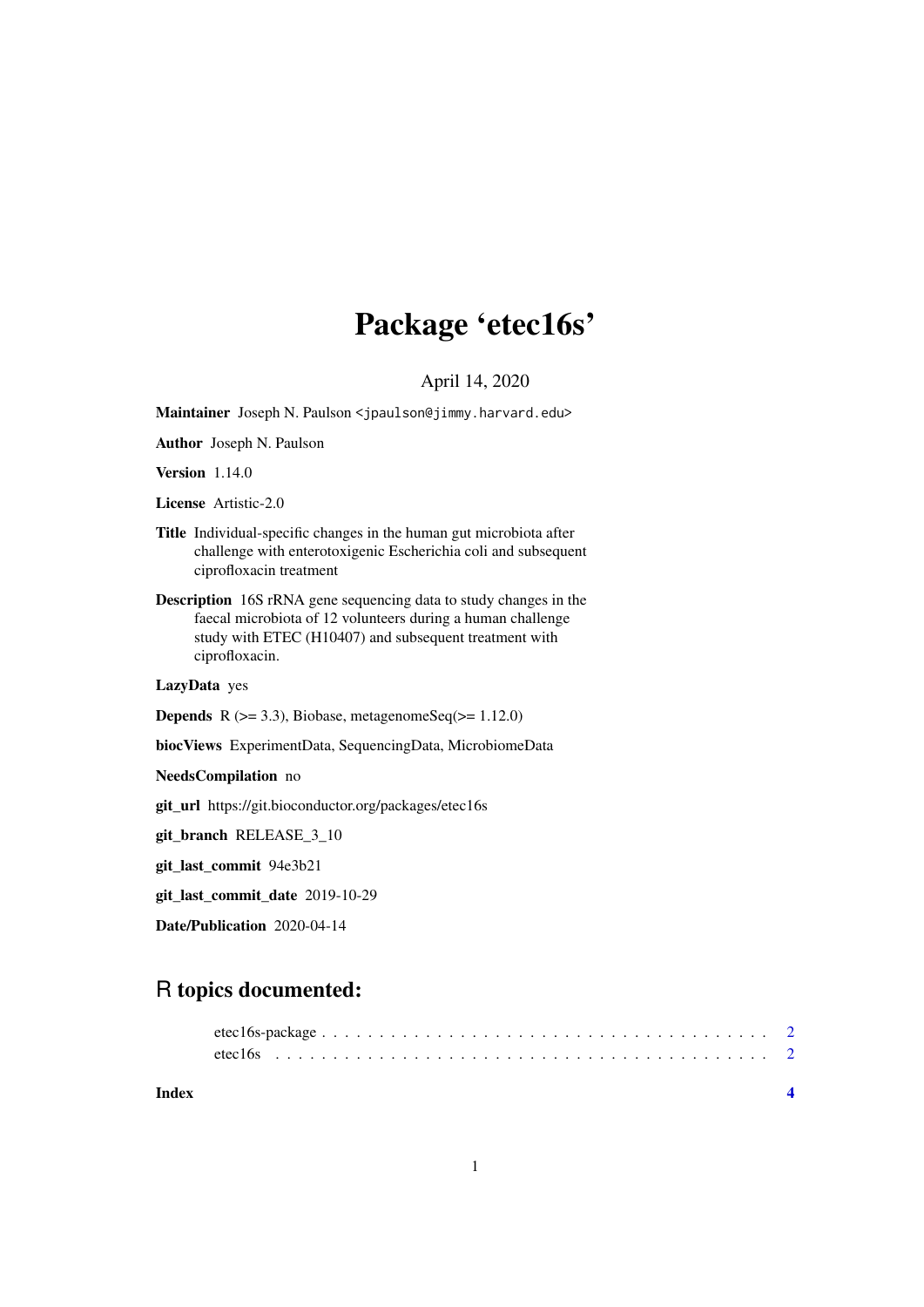# Package 'etec16s'

April 14, 2020

**Maintainer** Joseph N. Paulson <jpaulson@jimmy.harvard.edu>

**Author** Joseph N. Paulson

**Version** 1.14.0

**License** Artistic-2.0

**Title** Individual-specific changes in the human gut microbiota after challenge with enterotoxigenic Escherichia coli and subsequent ciprofloxacin treatment

**Description** 16S rRNA gene sequencing data to study changes in the faecal microbiota of 12 volunteers during a human challenge study with ETEC (H10407) and subsequent treatment with ciprofloxacin.

**LazyData** yes

**Depends** R (>= 3.3), Biobase, metagenomeSeq(>= 1.12.0)

**biocViews** ExperimentData, SequencingData, MicrobiomeData

**NeedsCompilation** no

**git_url** https://git.bioconductor.org/packages/etec16s

**git_branch** RELEASE_3_10

**git_last_commit** 94e3b21

**git_last_commit_date** 2019-10-29

**Date/Publication** 2020-04-14

## R topics documented:

etec16s-package . . . . . . . . . . . . . . . . . . . . . . . . . . . . . . . . . . . . . . . 2
etec16s . . . . . . . . . . . . . . . . . . . . . . . . . . . . . . . . . . . . . . . . . . . . 2

**Index** 4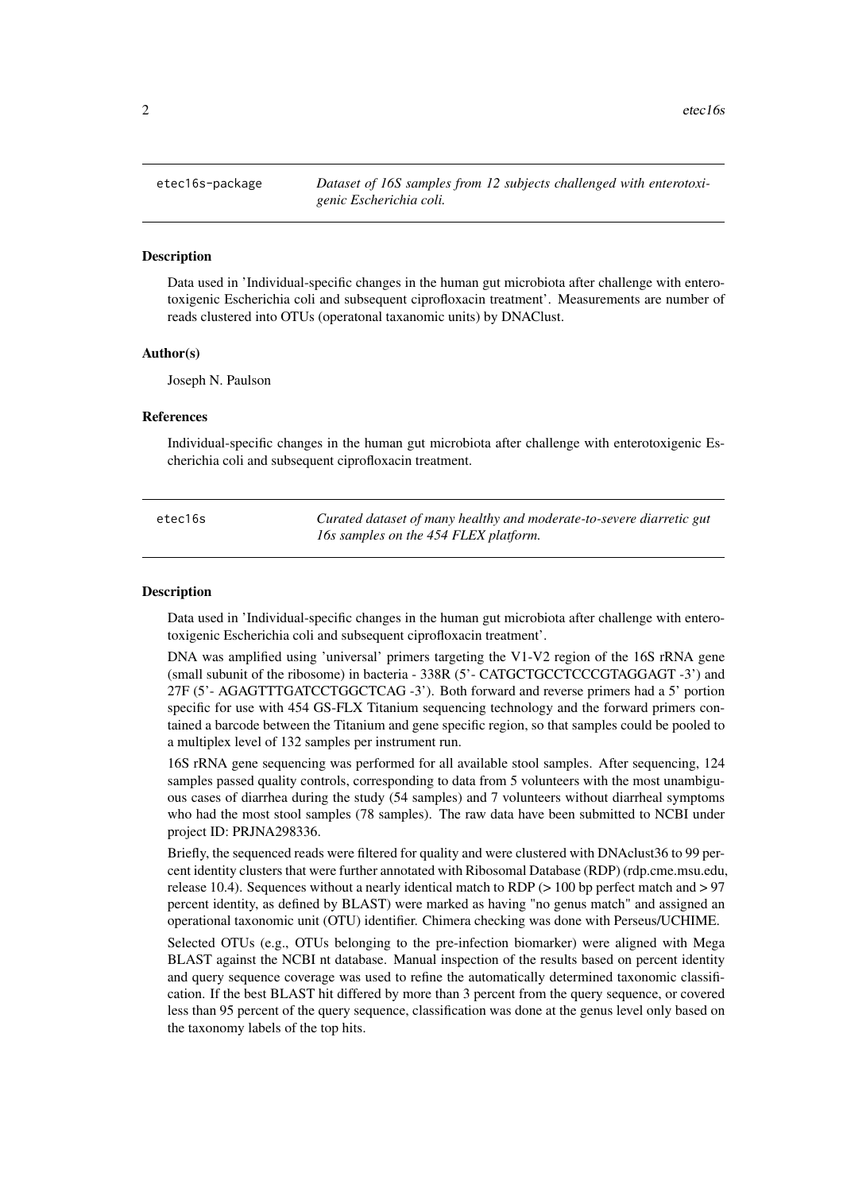## etec16s-package

*Dataset of 16S samples from 12 subjects challenged with enterotoxigenic Escherichia coli.*

### Description

Data used in 'Individual-specific changes in the human gut microbiota after challenge with enterotoxigenic Escherichia coli and subsequent ciprofloxacin treatment'. Measurements are number of reads clustered into OTUs (operatonal taxanomic units) by DNAClust.

### Author(s)

Joseph N. Paulson

### References

Individual-specific changes in the human gut microbiota after challenge with enterotoxigenic Escherichia coli and subsequent ciprofloxacin treatment.

## etec16s

*Curated dataset of many healthy and moderate-to-severe diarretic gut 16s samples on the 454 FLEX platform.*

### Description

Data used in 'Individual-specific changes in the human gut microbiota after challenge with enterotoxigenic Escherichia coli and subsequent ciprofloxacin treatment'.

DNA was amplified using 'universal' primers targeting the V1-V2 region of the 16S rRNA gene (small subunit of the ribosome) in bacteria - 338R (5'- CATGCTGCCTCCCGTAGGAGT -3') and 27F (5'- AGAGTTTGATCCTGGCTCAG -3'). Both forward and reverse primers had a 5' portion specific for use with 454 GS-FLX Titanium sequencing technology and the forward primers contained a barcode between the Titanium and gene specific region, so that samples could be pooled to a multiplex level of 132 samples per instrument run.

16S rRNA gene sequencing was performed for all available stool samples. After sequencing, 124 samples passed quality controls, corresponding to data from 5 volunteers with the most unambiguous cases of diarrhea during the study (54 samples) and 7 volunteers without diarrheal symptoms who had the most stool samples (78 samples). The raw data have been submitted to NCBI under project ID: PRJNA298336.

Briefly, the sequenced reads were filtered for quality and were clustered with DNAclust36 to 99 percent identity clusters that were further annotated with Ribosomal Database (RDP) (rdp.cme.msu.edu, release 10.4). Sequences without a nearly identical match to RDP (> 100 bp perfect match and > 97 percent identity, as defined by BLAST) were marked as having "no genus match" and assigned an operational taxonomic unit (OTU) identifier. Chimera checking was done with Perseus/UCHIME.

Selected OTUs (e.g., OTUs belonging to the pre-infection biomarker) were aligned with Mega BLAST against the NCBI nt database. Manual inspection of the results based on percent identity and query sequence coverage was used to refine the automatically determined taxonomic classification. If the best BLAST hit differed by more than 3 percent from the query sequence, or covered less than 95 percent of the query sequence, classification was done at the genus level only based on the taxonomy labels of the top hits.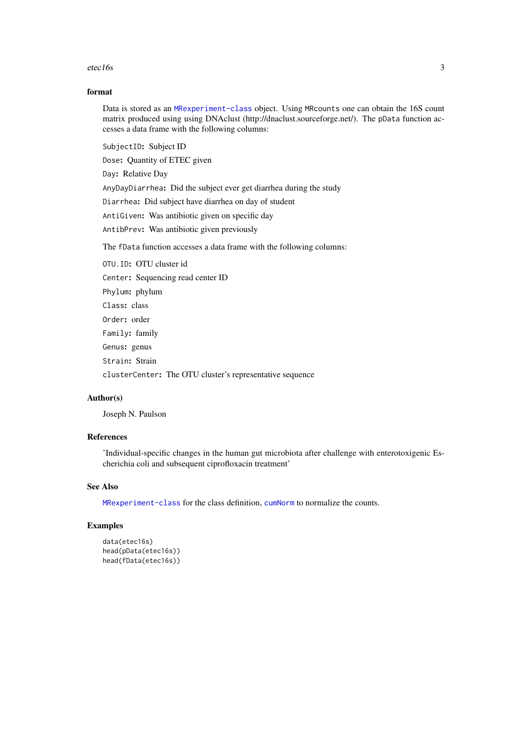### format

Data is stored as an `MRexperiment-class` object. Using `MRcounts` one can obtain the 16S count matrix produced using using DNAclust (http://dnaclust.sourceforge.net/). The `pData` function accesses a data frame with the following columns:

`SubjectID`: Subject ID

`Dose`: Quantity of ETEC given

`Day`: Relative Day

`AnyDayDiarrhea`: Did the subject ever get diarrhea during the study

`Diarrhea`: Did subject have diarrhea on day of student

`AntiGiven`: Was antibiotic given on specific day

`AntibPrev`: Was antibiotic given previously

The `fData` function accesses a data frame with the following columns:

`OTU.ID`: OTU cluster id

`Center`: Sequencing read center ID

`Phylum`: phylum

`Class`: class

`Order`: order

`Family`: family

`Genus`: genus

`Strain`: Strain

`clusterCenter`: The OTU cluster's representative sequence

### Author(s)

Joseph N. Paulson

### References

'Individual-specific changes in the human gut microbiota after challenge with enterotoxigenic Escherichia coli and subsequent ciprofloxacin treatment'

### See Also

`MRexperiment-class` for the class definition, `cumNorm` to normalize the counts.

### Examples

```
data(etec16s)
head(pData(etec16s))
head(fData(etec16s))
```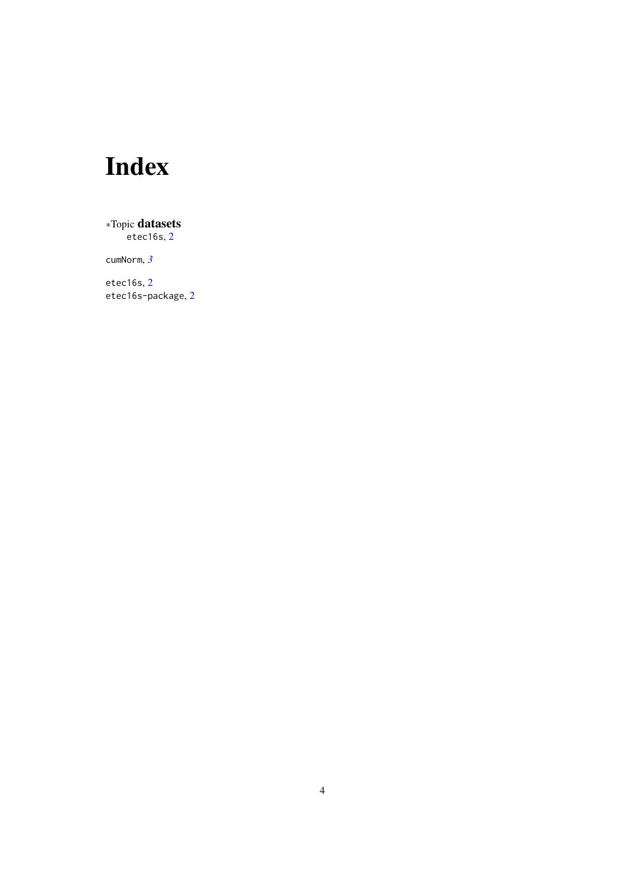# Index

*Topic **datasets**
etec16s, 2

cumNorm, *3*

etec16s, 2
etec16s-package, 2